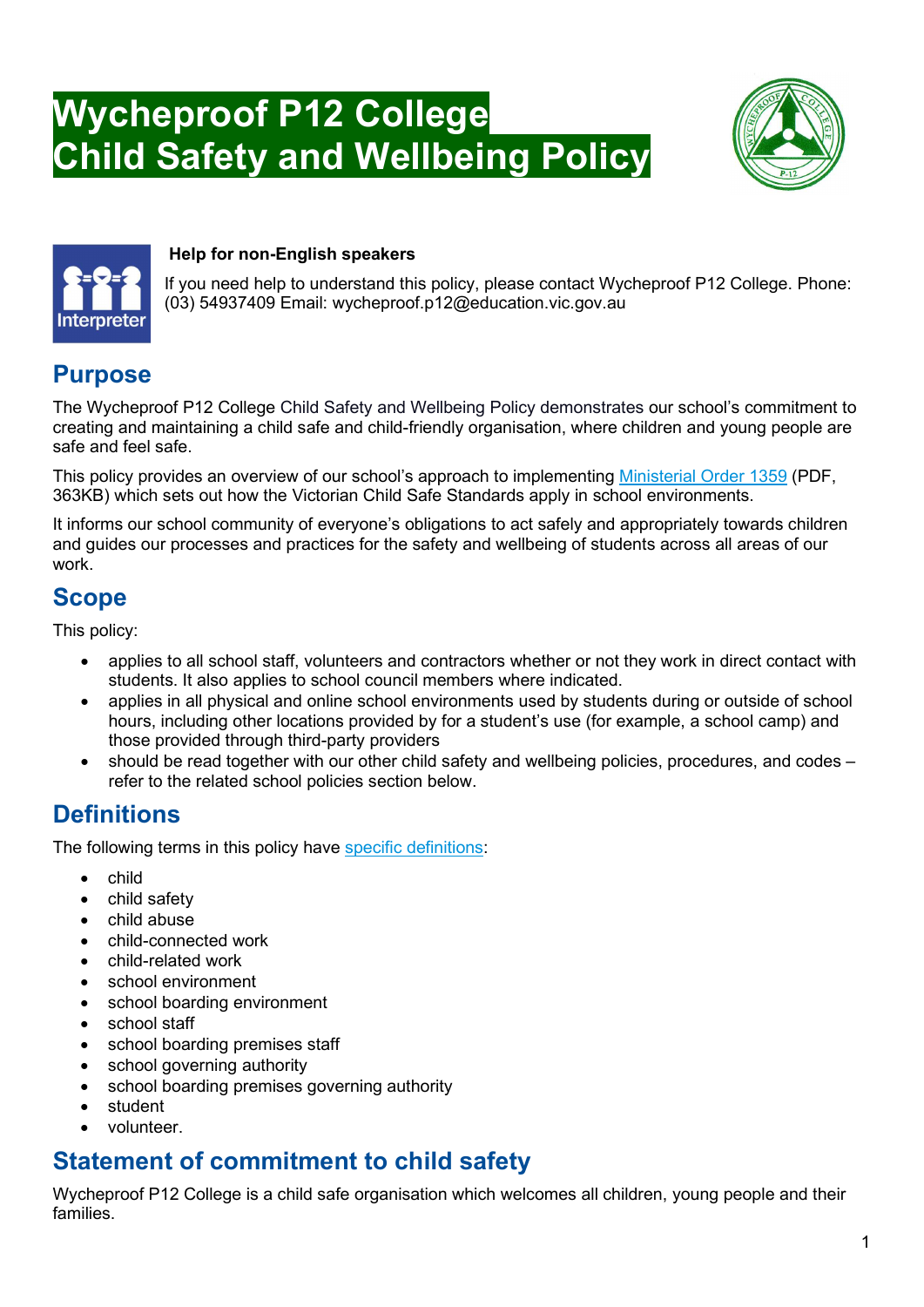# Wycheproof P12 College Child Safety and Wellbeing Policy

**Help for non-English speakers**

If you need help to understand this policy, please contact Wycheproof P12 College. Phone: (03) 54937409 Email: wycheproof.p12@education.vic.gov.au

## Purpose

The Wycheproof P12 College Child Safety and Wellbeing Policy demonstrates our school's commitment to creating and maintaining a child safe and child-friendly organisation, where children and young people are safe and feel safe.

This policy provides an overview of our school's approach to implementing [Ministerial Order 1359](#) (PDF, 363KB) which sets out how the Victorian Child Safe Standards apply in school environments.

It informs our school community of everyone's obligations to act safely and appropriately towards children and guides our processes and practices for the safety and wellbeing of students across all areas of our work.

## Scope

This policy:

- applies to all school staff, volunteers and contractors whether or not they work in direct contact with students. It also applies to school council members where indicated.
- applies in all physical and online school environments used by students during or outside of school hours, including other locations provided by for a student's use (for example, a school camp) and those provided through third-party providers
- should be read together with our other child safety and wellbeing policies, procedures, and codes – refer to the related school policies section below.

## Definitions

The following terms in this policy have [specific definitions](#):

- child
- child safety
- child abuse
- child-connected work
- child-related work
- school environment
- school boarding environment
- school staff
- school boarding premises staff
- school governing authority
- school boarding premises governing authority
- student
- volunteer.

## Statement of commitment to child safety

Wycheproof P12 College is a child safe organisation which welcomes all children, young people and their families.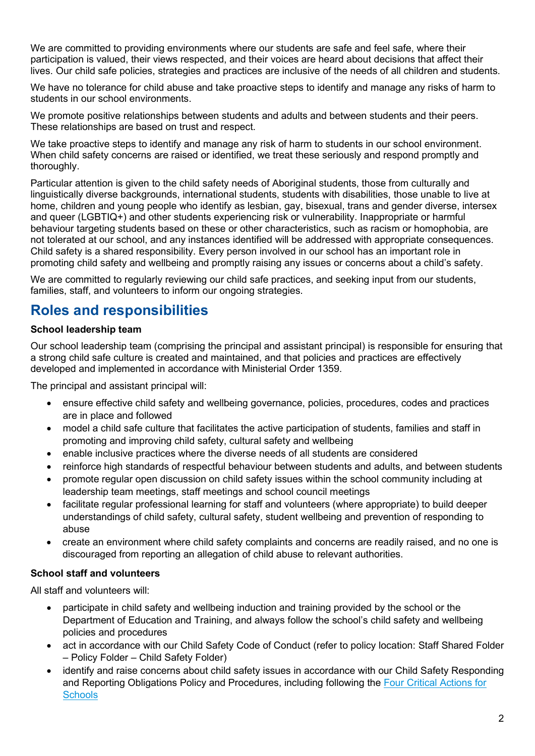We are committed to providing environments where our students are safe and feel safe, where their participation is valued, their views respected, and their voices are heard about decisions that affect their lives. Our child safe policies, strategies and practices are inclusive of the needs of all children and students.

We have no tolerance for child abuse and take proactive steps to identify and manage any risks of harm to students in our school environments.

We promote positive relationships between students and adults and between students and their peers. These relationships are based on trust and respect.

We take proactive steps to identify and manage any risk of harm to students in our school environment. When child safety concerns are raised or identified, we treat these seriously and respond promptly and thoroughly.

Particular attention is given to the child safety needs of Aboriginal students, those from culturally and linguistically diverse backgrounds, international students, students with disabilities, those unable to live at home, children and young people who identify as lesbian, gay, bisexual, trans and gender diverse, intersex and queer (LGBTIQ+) and other students experiencing risk or vulnerability. Inappropriate or harmful behaviour targeting students based on these or other characteristics, such as racism or homophobia, are not tolerated at our school, and any instances identified will be addressed with appropriate consequences. Child safety is a shared responsibility. Every person involved in our school has an important role in promoting child safety and wellbeing and promptly raising any issues or concerns about a child's safety.

We are committed to regularly reviewing our child safe practices, and seeking input from our students, families, staff, and volunteers to inform our ongoing strategies.

## Roles and responsibilities

**School leadership team**

Our school leadership team (comprising the principal and assistant principal) is responsible for ensuring that a strong child safe culture is created and maintained, and that policies and practices are effectively developed and implemented in accordance with Ministerial Order 1359.

The principal and assistant principal will:

- ensure effective child safety and wellbeing governance, policies, procedures, codes and practices are in place and followed
- model a child safe culture that facilitates the active participation of students, families and staff in promoting and improving child safety, cultural safety and wellbeing
- enable inclusive practices where the diverse needs of all students are considered
- reinforce high standards of respectful behaviour between students and adults, and between students
- promote regular open discussion on child safety issues within the school community including at leadership team meetings, staff meetings and school council meetings
- facilitate regular professional learning for staff and volunteers (where appropriate) to build deeper understandings of child safety, cultural safety, student wellbeing and prevention of responding to abuse
- create an environment where child safety complaints and concerns are readily raised, and no one is discouraged from reporting an allegation of child abuse to relevant authorities.

**School staff and volunteers**

All staff and volunteers will:

- participate in child safety and wellbeing induction and training provided by the school or the Department of Education and Training, and always follow the school's child safety and wellbeing policies and procedures
- act in accordance with our Child Safety Code of Conduct (refer to policy location: Staff Shared Folder – Policy Folder – Child Safety Folder)
- identify and raise concerns about child safety issues in accordance with our Child Safety Responding and Reporting Obligations Policy and Procedures, including following the [Four Critical Actions for Schools]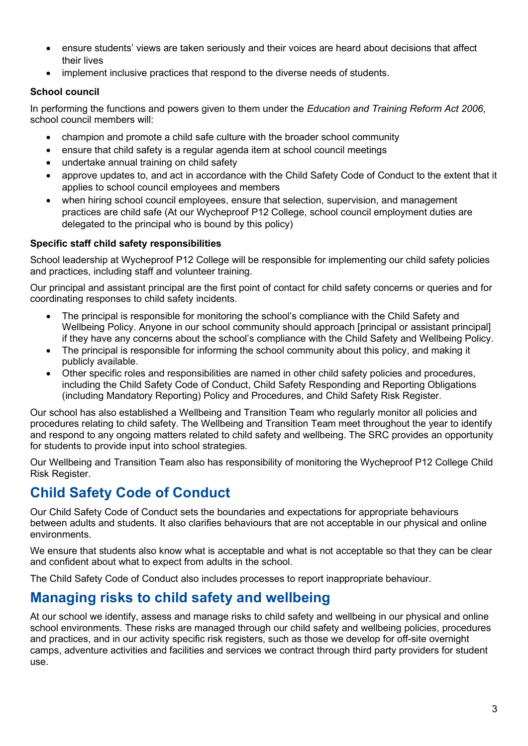- ensure students' views are taken seriously and their voices are heard about decisions that affect their lives
- implement inclusive practices that respond to the diverse needs of students.

### School council

In performing the functions and powers given to them under the *Education and Training Reform Act 2006*, school council members will:

- champion and promote a child safe culture with the broader school community
- ensure that child safety is a regular agenda item at school council meetings
- undertake annual training on child safety
- approve updates to, and act in accordance with the Child Safety Code of Conduct to the extent that it applies to school council employees and members
- when hiring school council employees, ensure that selection, supervision, and management practices are child safe (At our Wycheproof P12 College, school council employment duties are delegated to the principal who is bound by this policy)

### Specific staff child safety responsibilities

School leadership at Wycheproof P12 College will be responsible for implementing our child safety policies and practices, including staff and volunteer training.

Our principal and assistant principal are the first point of contact for child safety concerns or queries and for coordinating responses to child safety incidents.

- The principal is responsible for monitoring the school's compliance with the Child Safety and Wellbeing Policy. Anyone in our school community should approach [principal or assistant principal] if they have any concerns about the school's compliance with the Child Safety and Wellbeing Policy.
- The principal is responsible for informing the school community about this policy, and making it publicly available.
- Other specific roles and responsibilities are named in other child safety policies and procedures, including the Child Safety Code of Conduct, Child Safety Responding and Reporting Obligations (including Mandatory Reporting) Policy and Procedures, and Child Safety Risk Register.

Our school has also established a Wellbeing and Transition Team who regularly monitor all policies and procedures relating to child safety. The Wellbeing and Transition Team meet throughout the year to identify and respond to any ongoing matters related to child safety and wellbeing. The SRC provides an opportunity for students to provide input into school strategies.

Our Wellbeing and Transition Team also has responsibility of monitoring the Wycheproof P12 College Child Risk Register.

## Child Safety Code of Conduct

Our Child Safety Code of Conduct sets the boundaries and expectations for appropriate behaviours between adults and students. It also clarifies behaviours that are not acceptable in our physical and online environments.

We ensure that students also know what is acceptable and what is not acceptable so that they can be clear and confident about what to expect from adults in the school.

The Child Safety Code of Conduct also includes processes to report inappropriate behaviour.

## Managing risks to child safety and wellbeing

At our school we identify, assess and manage risks to child safety and wellbeing in our physical and online school environments. These risks are managed through our child safety and wellbeing policies, procedures and practices, and in our activity specific risk registers, such as those we develop for off-site overnight camps, adventure activities and facilities and services we contract through third party providers for student use.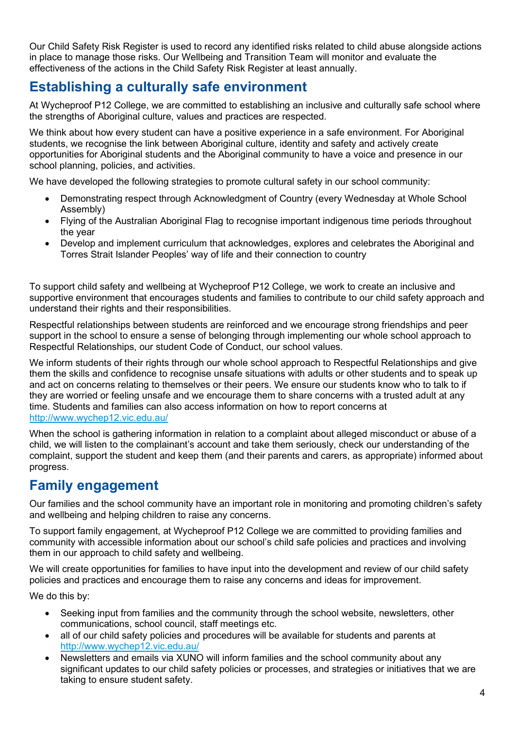Our Child Safety Risk Register is used to record any identified risks related to child abuse alongside actions in place to manage those risks. Our Wellbeing and Transition Team will monitor and evaluate the effectiveness of the actions in the Child Safety Risk Register at least annually.

## Establishing a culturally safe environment

At Wycheproof P12 College, we are committed to establishing an inclusive and culturally safe school where the strengths of Aboriginal culture, values and practices are respected.

We think about how every student can have a positive experience in a safe environment. For Aboriginal students, we recognise the link between Aboriginal culture, identity and safety and actively create opportunities for Aboriginal students and the Aboriginal community to have a voice and presence in our school planning, policies, and activities.

We have developed the following strategies to promote cultural safety in our school community:

- Demonstrating respect through Acknowledgment of Country (every Wednesday at Whole School Assembly)
- Flying of the Australian Aboriginal Flag to recognise important indigenous time periods throughout the year
- Develop and implement curriculum that acknowledges, explores and celebrates the Aboriginal and Torres Strait Islander Peoples' way of life and their connection to country

To support child safety and wellbeing at Wycheproof P12 College, we work to create an inclusive and supportive environment that encourages students and families to contribute to our child safety approach and understand their rights and their responsibilities.

Respectful relationships between students are reinforced and we encourage strong friendships and peer support in the school to ensure a sense of belonging through implementing our whole school approach to Respectful Relationships, our student Code of Conduct, our school values.

We inform students of their rights through our whole school approach to Respectful Relationships and give them the skills and confidence to recognise unsafe situations with adults or other students and to speak up and act on concerns relating to themselves or their peers. We ensure our students know who to talk to if they are worried or feeling unsafe and we encourage them to share concerns with a trusted adult at any time. Students and families can also access information on how to report concerns at http://www.wychep12.vic.edu.au/

When the school is gathering information in relation to a complaint about alleged misconduct or abuse of a child, we will listen to the complainant's account and take them seriously, check our understanding of the complaint, support the student and keep them (and their parents and carers, as appropriate) informed about progress.

## Family engagement

Our families and the school community have an important role in monitoring and promoting children's safety and wellbeing and helping children to raise any concerns.

To support family engagement, at Wycheproof P12 College we are committed to providing families and community with accessible information about our school's child safe policies and practices and involving them in our approach to child safety and wellbeing.

We will create opportunities for families to have input into the development and review of our child safety policies and practices and encourage them to raise any concerns and ideas for improvement.

We do this by:

- Seeking input from families and the community through the school website, newsletters, other communications, school council, staff meetings etc.
- all of our child safety policies and procedures will be available for students and parents at http://www.wychep12.vic.edu.au/
- Newsletters and emails via XUNO will inform families and the school community about any significant updates to our child safety policies or processes, and strategies or initiatives that we are taking to ensure student safety.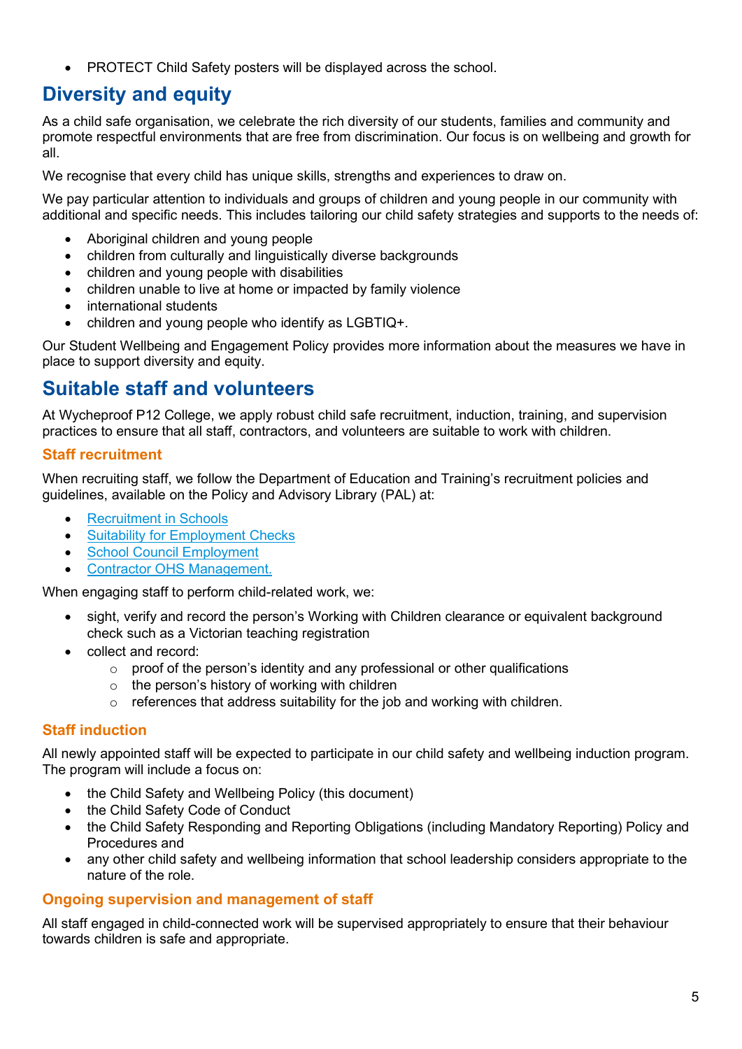- PROTECT Child Safety posters will be displayed across the school.

## Diversity and equity

As a child safe organisation, we celebrate the rich diversity of our students, families and community and promote respectful environments that are free from discrimination. Our focus is on wellbeing and growth for all.

We recognise that every child has unique skills, strengths and experiences to draw on.

We pay particular attention to individuals and groups of children and young people in our community with additional and specific needs. This includes tailoring our child safety strategies and supports to the needs of:

- Aboriginal children and young people
- children from culturally and linguistically diverse backgrounds
- children and young people with disabilities
- children unable to live at home or impacted by family violence
- international students
- children and young people who identify as LGBTIQ+.

Our Student Wellbeing and Engagement Policy provides more information about the measures we have in place to support diversity and equity.

## Suitable staff and volunteers

At Wycheproof P12 College, we apply robust child safe recruitment, induction, training, and supervision practices to ensure that all staff, contractors, and volunteers are suitable to work with children.

### Staff recruitment

When recruiting staff, we follow the Department of Education and Training's recruitment policies and guidelines, available on the Policy and Advisory Library (PAL) at:

- Recruitment in Schools
- Suitability for Employment Checks
- School Council Employment
- Contractor OHS Management.

When engaging staff to perform child-related work, we:

- sight, verify and record the person's Working with Children clearance or equivalent background check such as a Victorian teaching registration
- collect and record:
  - proof of the person's identity and any professional or other qualifications
  - the person's history of working with children
  - references that address suitability for the job and working with children.

### Staff induction

All newly appointed staff will be expected to participate in our child safety and wellbeing induction program. The program will include a focus on:

- the Child Safety and Wellbeing Policy (this document)
- the Child Safety Code of Conduct
- the Child Safety Responding and Reporting Obligations (including Mandatory Reporting) Policy and Procedures and
- any other child safety and wellbeing information that school leadership considers appropriate to the nature of the role.

### Ongoing supervision and management of staff

All staff engaged in child-connected work will be supervised appropriately to ensure that their behaviour towards children is safe and appropriate.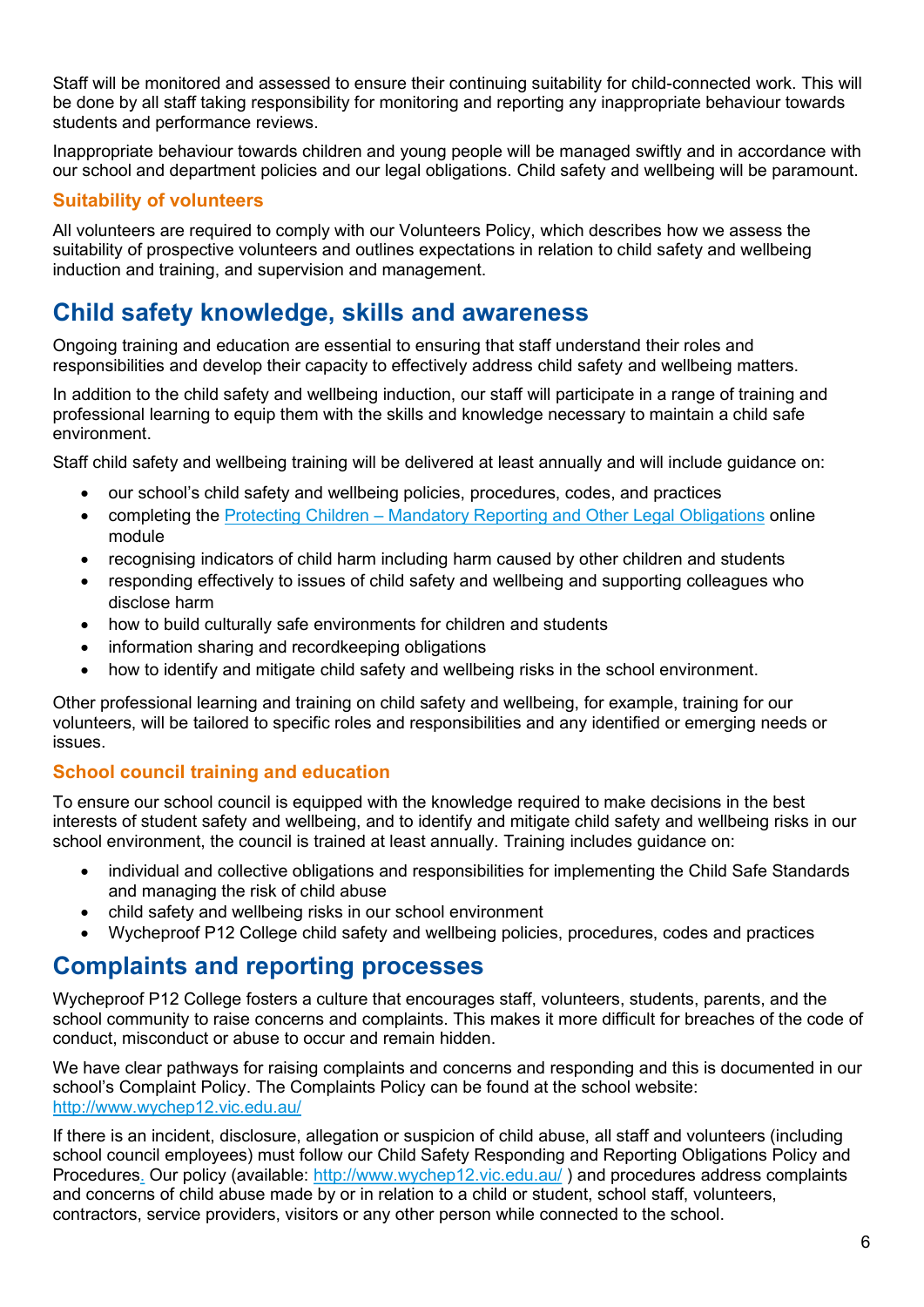Staff will be monitored and assessed to ensure their continuing suitability for child-connected work. This will be done by all staff taking responsibility for monitoring and reporting any inappropriate behaviour towards students and performance reviews.

Inappropriate behaviour towards children and young people will be managed swiftly and in accordance with our school and department policies and our legal obligations. Child safety and wellbeing will be paramount.

### Suitability of volunteers

All volunteers are required to comply with our Volunteers Policy, which describes how we assess the suitability of prospective volunteers and outlines expectations in relation to child safety and wellbeing induction and training, and supervision and management.

## Child safety knowledge, skills and awareness

Ongoing training and education are essential to ensuring that staff understand their roles and responsibilities and develop their capacity to effectively address child safety and wellbeing matters.

In addition to the child safety and wellbeing induction, our staff will participate in a range of training and professional learning to equip them with the skills and knowledge necessary to maintain a child safe environment.

Staff child safety and wellbeing training will be delivered at least annually and will include guidance on:

- our school's child safety and wellbeing policies, procedures, codes, and practices
- completing the [Protecting Children – Mandatory Reporting and Other Legal Obligations] online module
- recognising indicators of child harm including harm caused by other children and students
- responding effectively to issues of child safety and wellbeing and supporting colleagues who disclose harm
- how to build culturally safe environments for children and students
- information sharing and recordkeeping obligations
- how to identify and mitigate child safety and wellbeing risks in the school environment.

Other professional learning and training on child safety and wellbeing, for example, training for our volunteers, will be tailored to specific roles and responsibilities and any identified or emerging needs or issues.

### School council training and education

To ensure our school council is equipped with the knowledge required to make decisions in the best interests of student safety and wellbeing, and to identify and mitigate child safety and wellbeing risks in our school environment, the council is trained at least annually. Training includes guidance on:

- individual and collective obligations and responsibilities for implementing the Child Safe Standards and managing the risk of child abuse
- child safety and wellbeing risks in our school environment
- Wycheproof P12 College child safety and wellbeing policies, procedures, codes and practices

## Complaints and reporting processes

Wycheproof P12 College fosters a culture that encourages staff, volunteers, students, parents, and the school community to raise concerns and complaints. This makes it more difficult for breaches of the code of conduct, misconduct or abuse to occur and remain hidden.

We have clear pathways for raising complaints and concerns and responding and this is documented in our school's Complaint Policy. The Complaints Policy can be found at the school website: http://www.wychep12.vic.edu.au/

If there is an incident, disclosure, allegation or suspicion of child abuse, all staff and volunteers (including school council employees) must follow our Child Safety Responding and Reporting Obligations Policy and Procedures. Our policy (available: http://www.wychep12.vic.edu.au/ ) and procedures address complaints and concerns of child abuse made by or in relation to a child or student, school staff, volunteers, contractors, service providers, visitors or any other person while connected to the school.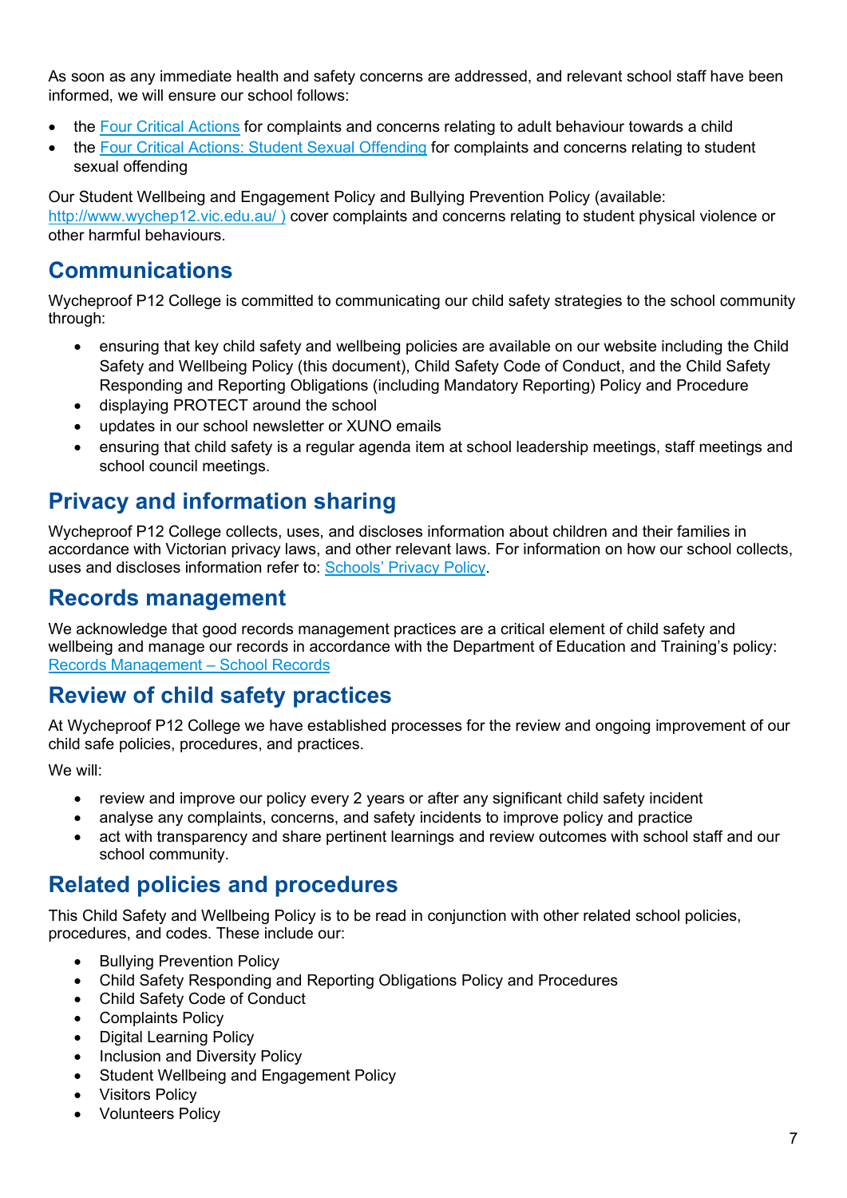As soon as any immediate health and safety concerns are addressed, and relevant school staff have been informed, we will ensure our school follows:

- the [Four Critical Actions](#) for complaints and concerns relating to adult behaviour towards a child
- the [Four Critical Actions: Student Sexual Offending](#) for complaints and concerns relating to student sexual offending

Our Student Wellbeing and Engagement Policy and Bullying Prevention Policy (available: [http://www.wychep12.vic.edu.au/ )](http://www.wychep12.vic.edu.au/) cover complaints and concerns relating to student physical violence or other harmful behaviours.

## Communications

Wycheproof P12 College is committed to communicating our child safety strategies to the school community through:

- ensuring that key child safety and wellbeing policies are available on our website including the Child Safety and Wellbeing Policy (this document), Child Safety Code of Conduct, and the Child Safety Responding and Reporting Obligations (including Mandatory Reporting) Policy and Procedure
- displaying PROTECT around the school
- updates in our school newsletter or XUNO emails
- ensuring that child safety is a regular agenda item at school leadership meetings, staff meetings and school council meetings.

## Privacy and information sharing

Wycheproof P12 College collects, uses, and discloses information about children and their families in accordance with Victorian privacy laws, and other relevant laws. For information on how our school collects, uses and discloses information refer to: [Schools' Privacy Policy](#).

## Records management

We acknowledge that good records management practices are a critical element of child safety and wellbeing and manage our records in accordance with the Department of Education and Training's policy: [Records Management – School Records](#)

## Review of child safety practices

At Wycheproof P12 College we have established processes for the review and ongoing improvement of our child safe policies, procedures, and practices.

We will:

- review and improve our policy every 2 years or after any significant child safety incident
- analyse any complaints, concerns, and safety incidents to improve policy and practice
- act with transparency and share pertinent learnings and review outcomes with school staff and our school community.

## Related policies and procedures

This Child Safety and Wellbeing Policy is to be read in conjunction with other related school policies, procedures, and codes. These include our:

- Bullying Prevention Policy
- Child Safety Responding and Reporting Obligations Policy and Procedures
- Child Safety Code of Conduct
- Complaints Policy
- Digital Learning Policy
- Inclusion and Diversity Policy
- Student Wellbeing and Engagement Policy
- Visitors Policy
- Volunteers Policy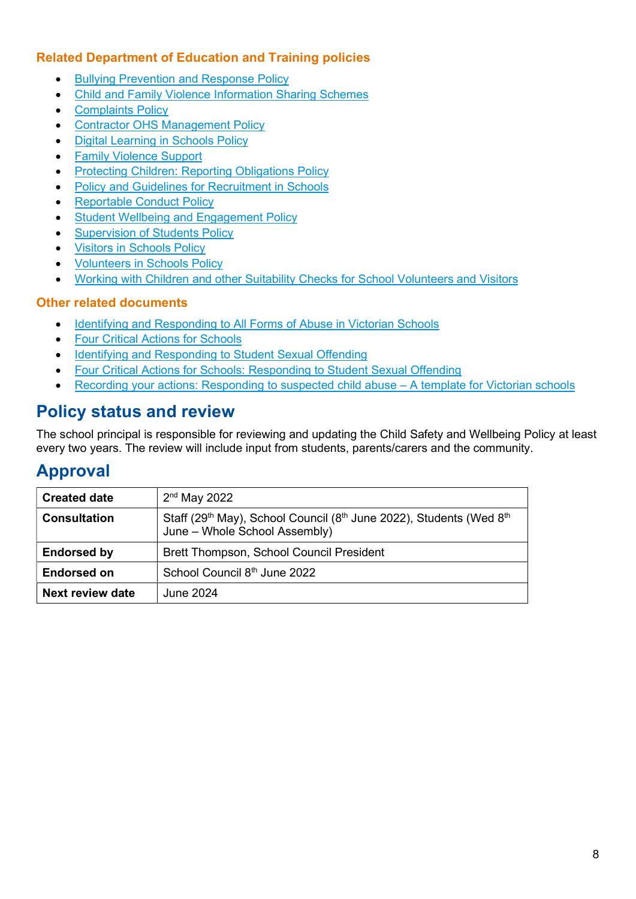### Related Department of Education and Training policies

- Bullying Prevention and Response Policy
- Child and Family Violence Information Sharing Schemes
- Complaints Policy
- Contractor OHS Management Policy
- Digital Learning in Schools Policy
- Family Violence Support
- Protecting Children: Reporting Obligations Policy
- Policy and Guidelines for Recruitment in Schools
- Reportable Conduct Policy
- Student Wellbeing and Engagement Policy
- Supervision of Students Policy
- Visitors in Schools Policy
- Volunteers in Schools Policy
- Working with Children and other Suitability Checks for School Volunteers and Visitors

### Other related documents

- Identifying and Responding to All Forms of Abuse in Victorian Schools
- Four Critical Actions for Schools
- Identifying and Responding to Student Sexual Offending
- Four Critical Actions for Schools: Responding to Student Sexual Offending
- Recording your actions: Responding to suspected child abuse – A template for Victorian schools

## Policy status and review

The school principal is responsible for reviewing and updating the Child Safety and Wellbeing Policy at least every two years. The review will include input from students, parents/carers and the community.

## Approval

| | |
|---|---|
| **Created date** | 2nd May 2022 |
| **Consultation** | Staff (29th May), School Council (8th June 2022), Students (Wed 8th June – Whole School Assembly) |
| **Endorsed by** | Brett Thompson, School Council President |
| **Endorsed on** | School Council 8th June 2022 |
| **Next review date** | June 2024 |